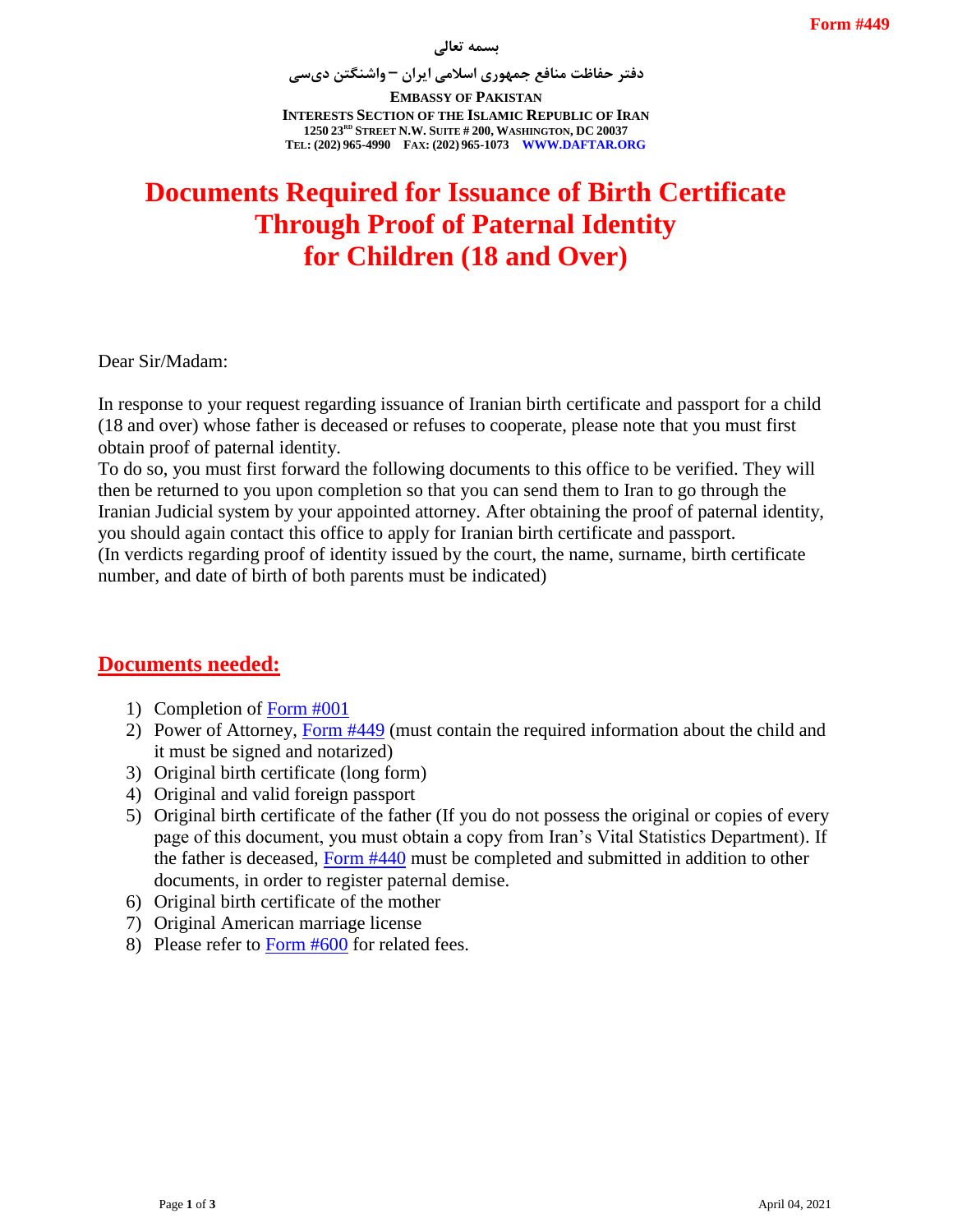Form #449

بسمه تعالی

دفتر حفاظت منافع جمهوری اسلامی ایران – واشنگتن دی‌سی

**EMBASSY OF PAKISTAN**
**INTERESTS SECTION OF THE ISLAMIC REPUBLIC OF IRAN**
**1250 23RD STREET N.W. SUITE # 200, WASHINGTON, DC 20037**
**TEL: (202) 965-4990 FAX: (202) 965-1073 WWW.DAFTAR.ORG**

# Documents Required for Issuance of Birth Certificate Through Proof of Paternal Identity for Children (18 and Over)

Dear Sir/Madam:

In response to your request regarding issuance of Iranian birth certificate and passport for a child (18 and over) whose father is deceased or refuses to cooperate, please note that you must first obtain proof of paternal identity.
To do so, you must first forward the following documents to this office to be verified. They will then be returned to you upon completion so that you can send them to Iran to go through the Iranian Judicial system by your appointed attorney. After obtaining the proof of paternal identity, you should again contact this office to apply for Iranian birth certificate and passport.
(In verdicts regarding proof of identity issued by the court, the name, surname, birth certificate number, and date of birth of both parents must be indicated)

## Documents needed:

1) Completion of Form #001
2) Power of Attorney, Form #449 (must contain the required information about the child and it must be signed and notarized)
3) Original birth certificate (long form)
4) Original and valid foreign passport
5) Original birth certificate of the father (If you do not possess the original or copies of every page of this document, you must obtain a copy from Iran's Vital Statistics Department). If the father is deceased, Form #440 must be completed and submitted in addition to other documents, in order to register paternal demise.
6) Original birth certificate of the mother
7) Original American marriage license
8) Please refer to Form #600 for related fees.

April 04, 2021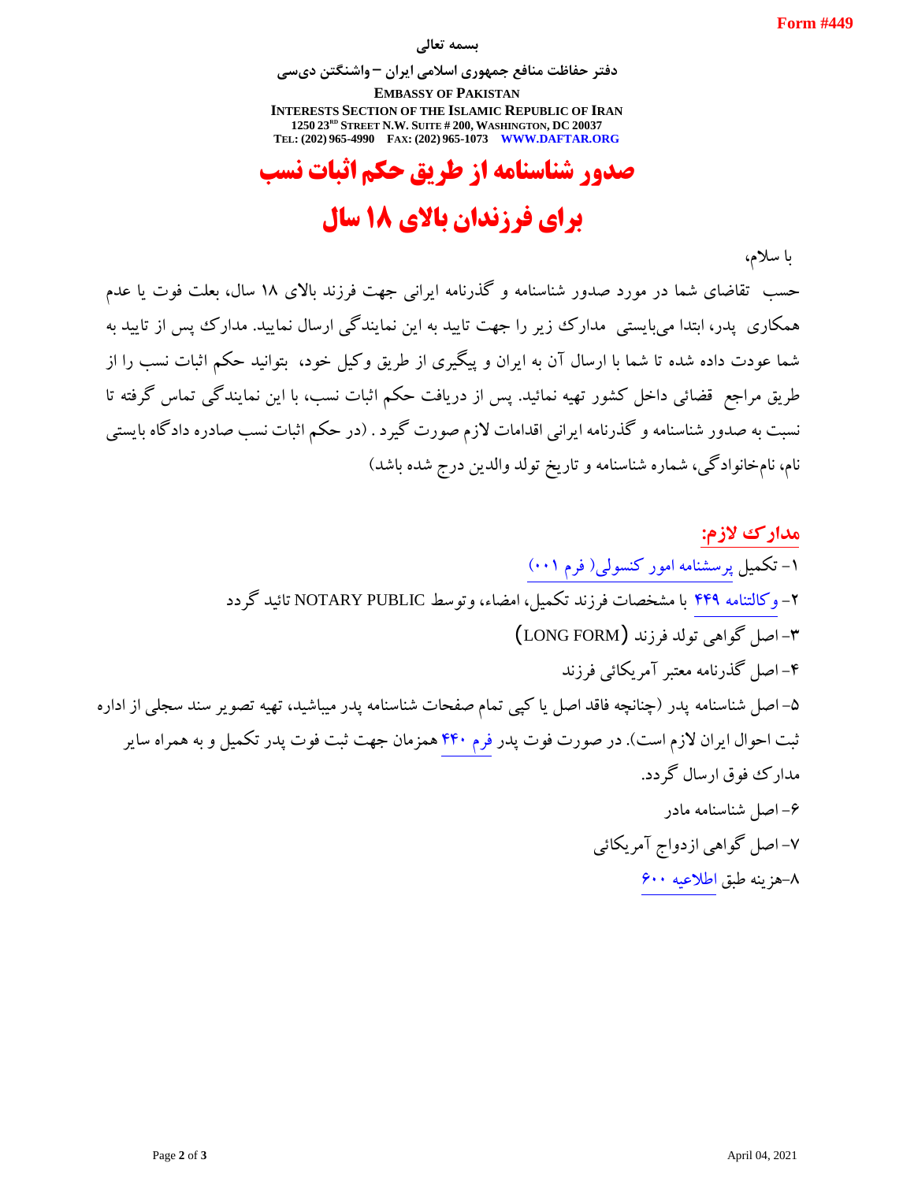Form #449

**بسمه تعالی**

**دفتر حفاظت منافع جمهوری اسلامی ایران – واشنگتن دی‌سی**

**EMBASSY OF PAKISTAN**
**INTERESTS SECTION OF THE ISLAMIC REPUBLIC OF IRAN**
**1250 23RD STREET N.W. SUITE # 200, WASHINGTON, DC 20037**
**TEL: (202) 965-4990 FAX: (202) 965-1073 WWW.DAFTAR.ORG**

# صدور شناسنامه از طریق حکم اثبات نسب

# برای فرزندان بالای ۱۸ سال

با سلام،

حسب تقاضای شما در مورد صدور شناسنامه و گذرنامه ایرانی جهت فرزند بالای ۱۸ سال، بعلت فوت یا عدم همکاری پدر، ابتدا می‌بایستی مدارک زیر را جهت تایید به این نمایندگی ارسال نمایید. مدارک پس از تایید به شما عودت داده شده تا شما با ارسال آن به ایران و پیگیری از طریق وکیل خود، بتوانید حکم اثبات نسب را از طریق مراجع قضائی داخل کشور تهیه نمائید. پس از دریافت حکم اثبات نسب، با این نمایندگی تماس گرفته تا نسبت به صدور شناسنامه و گذرنامه ایرانی اقدامات لازم صورت گیرد . (در حکم اثبات نسب صادره دادگاه بایستی نام، نام‌خانوادگی، شماره شناسنامه و تاریخ تولد والدین درج شده باشد)

## مدارک لازم:

۱- تکمیل پرسشنامه امور کنسولی( فرم ۰۰۱)

۲- وکالتنامه ۴۴۹ با مشخصات فرزند تکمیل، امضاء، وتوسط NOTARY PUBLIC تائید گردد

۳- اصل گواهی تولد فرزند (LONG FORM)

۴- اصل گذرنامه معتبر آمریکائی فرزند

۵- اصل شناسنامه پدر (چنانچه فاقد اصل یا کپی تمام صفحات شناسنامه پدر میباشید، تهیه تصویر سند سجلی از اداره ثبت احوال ایران لازم است). در صورت فوت پدر فرم ۴۴۰ همزمان جهت ثبت فوت پدر تکمیل و به همراه سایر مدارک فوق ارسال گردد.

۶- اصل شناسنامه مادر

۷- اصل گواهی ازدواج آمریکائی

۸-هزینه طبق اطلاعیه ۶۰۰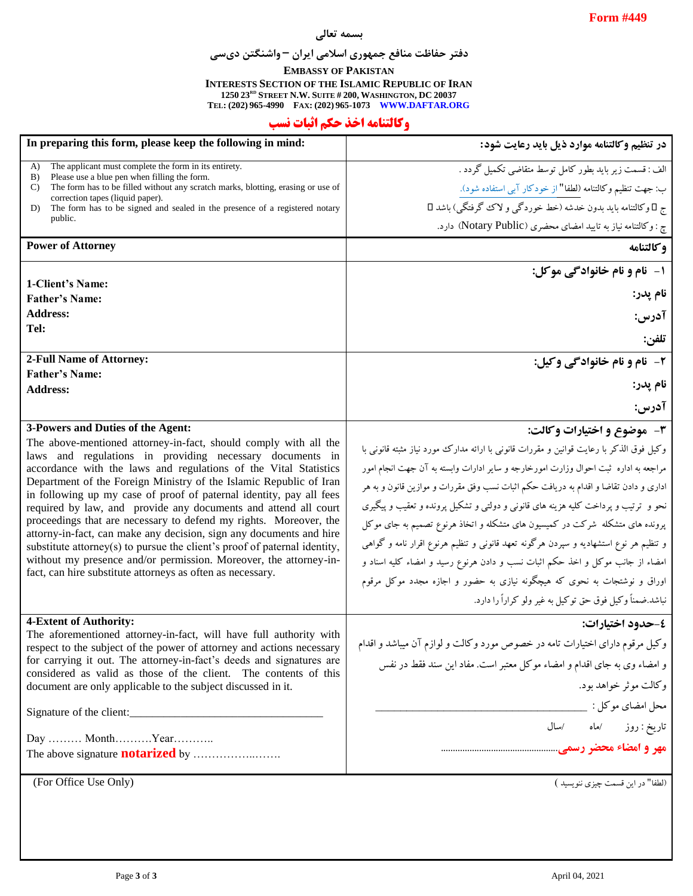Form #449

بسمه تعالی

دفتر حفاظت منافع جمهوری اسلامی ایران – واشنگتن دی‌سی

**EMBASSY OF PAKISTAN**

**INTERESTS SECTION OF THE ISLAMIC REPUBLIC OF IRAN**

**1250 23RD STREET N.W. SUITE # 200, WASHINGTON, DC 20037**

**TEL: (202) 965-4990 FAX: (202) 965-1073 WWW.DAFTAR.ORG**

## وکالتنامه اخذ حکم اثبات نسب

| In preparing this form, please keep the following in mind: | در تنظیم وکالتنامه موارد ذیل باید رعایت شود: |
|---|---|
| A) The applicant must complete the form in its entirety.<br>B) Please use a blue pen when filling the form.<br>C) The form has to be filled without any scratch marks, blotting, erasing or use of correction tapes (liquid paper).<br>D) The form has to be signed and sealed in the presence of a registered notary public. | الف : قسمت زیر باید بطور کامل توسط متقاضی تکمیل گردد .<br>ب: جهت تنظیم وکالتنامه (لطفا" از خودکار آبی استفاده شود).<br>ج □ وکالتنامه باید بدون خدشه (خط خوردگی و لاک گرفتگی) باشد □<br>چ : وکالتنامه نیاز به تایید امضای محضری (Notary Public) دارد. |
| **Power of Attorney** | **وکالتنامه** |
| **1-Client's Name:**<br>**Father's Name:**<br>**Address:**<br>**Tel:** | **۱- نام و نام خانوادگی موکل:**<br>**نام پدر:**<br>**آدرس:**<br>**تلفن:** |
| **2-Full Name of Attorney:**<br>**Father's Name:**<br>**Address:** | **۲- نام و نام خانوادگی وکیل:**<br>**نام پدر:**<br>**آدرس:** |
| **3-Powers and Duties of the Agent:**<br>The above-mentioned attorney-in-fact, should comply with all the laws and regulations in providing necessary documents in accordance with the laws and regulations of the Vital Statistics Department of the Foreign Ministry of the Islamic Republic of Iran in following up my case of proof of paternal identity, pay all fees required by law, and provide any documents and attend all court proceedings that are necessary to defend my rights. Moreover, the attorny-in-fact, can make any decision, sign any documents and hire substitute attorney(s) to pursue the client's proof of paternal identity, without my presence and/or permission. Moreover, the attorney-in-fact, can hire substitute attorneys as often as necessary. | **۳- موضوع و اختیارات وکالت:**<br>وکیل فوق الذکر با رعایت قوانین و مقررات قانونی با ارائه مدارک مورد نیاز مثبته قانونی با مراجعه به اداره ثبت احوال وزارت امورخارجه و سایر ادارات وابسته به آن جهت انجام امور اداری و دادن تقاضا و اقدام به دریافت حکم اثبات نسب وفق مقررات و موازین قانون و به هر نحو و ترتیب و پرداخت کلیه هزینه های قانونی و دولتی و تشکیل پرونده و تعقیب و پیگیری پرونده های متشکله شرکت در کمیسیون های متشکله و اتخاذ هرنوع تصمیم به جای موکل و تنظیم هر نوع استشهادیه و سپردن هرگونه تعهد قانونی و تنظیم هرنوع اقرار نامه و گواهی امضاء از جانب موکل و اخذ حکم اثبات نسب و دادن هرنوع رسید و امضاء کلیه اسناد و اوراق و نوشتجات به نحوی که هیچگونه نیازی به حضور و اجازه مجدد موکل مرقوم نباشد.ضمناً وکیل فوق حق توکیل به غیر ولو کراراً را دارد. |
| **4-Extent of Authority:**<br>The aforementioned attorney-in-fact, will have full authority with respect to the subject of the power of attorney and actions necessary for carrying it out. The attorney-in-fact's deeds and signatures are considered as valid as those of the client. The contents of this document are only applicable to the subject discussed in it.<br><br>Signature of the client:_________________________________<br><br>Day ……… Month……….Year………..<br>The above signature **notarized** by ……………..…….. | **٤-حدود اختیارات:**<br>وکیل مرقوم دارای اختیارات تامه در خصوص مورد وکالت و لوازم آن میباشد و اقدام و امضاء وی به جای اقدام و امضاء موکل معتبر است. مفاد این سند فقط در نفس وکالت موثر خواهد بود.<br><br>محل امضای موکل : _________________________________<br><br>تاریخ : روز /ماه /سال<br>**مهر و امضاء محضر رسمی**................................................ |
| (For Office Use Only) | (لطفا" در این قسمت چیزی ننویسید ) |

April 04, 2021